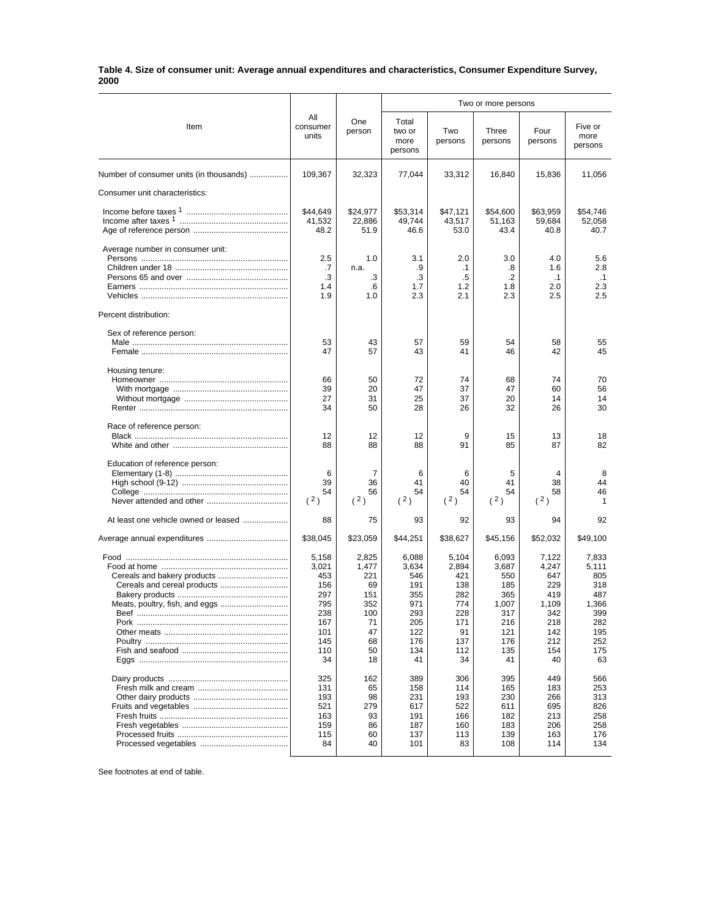**Table 4. Size of consumer unit: Average annual expenditures and characteristics, Consumer Expenditure Survey, 2000**

| Item | All consumer units | One person | Two or more persons | | | | |
|---|---|---|---|---|---|---|---|
| | | | Total two or more persons | Two persons | Three persons | Four persons | Five or more persons |
| Number of consumer units (in thousands) | 109,367 | 32,323 | 77,044 | 33,312 | 16,840 | 15,836 | 11,056 |
| Consumer unit characteristics: | | | | | | | |
| Income before taxes [1] | $44,649 | $24,977 | $53,314 | $47,121 | $54,600 | $63,959 | $54,746 |
| Income after taxes [1] | 41,532 | 22,886 | 49,744 | 43,517 | 51,163 | 59,684 | 52,058 |
| Age of reference person | 48.2 | 51.9 | 46.6 | 53.0 | 43.4 | 40.8 | 40.7 |
| Average number in consumer unit: | | | | | | | |
| Persons | 2.5 | 1.0 | 3.1 | 2.0 | 3.0 | 4.0 | 5.6 |
| Children under 18 | .7 | n.a. | .9 | .1 | .8 | 1.6 | 2.8 |
| Persons 65 and over | .3 | .3 | .3 | .5 | .2 | .1 | .1 |
| Earners | 1.4 | .6 | 1.7 | 1.2 | 1.8 | 2.0 | 2.3 |
| Vehicles | 1.9 | 1.0 | 2.3 | 2.1 | 2.3 | 2.5 | 2.5 |
| Percent distribution: | | | | | | | |
| Sex of reference person: | | | | | | | |
| Male | 53 | 43 | 57 | 59 | 54 | 58 | 55 |
| Female | 47 | 57 | 43 | 41 | 46 | 42 | 45 |
| Housing tenure: | | | | | | | |
| Homeowner | 66 | 50 | 72 | 74 | 68 | 74 | 70 |
| With mortgage | 39 | 20 | 47 | 37 | 47 | 60 | 56 |
| Without mortgage | 27 | 31 | 25 | 37 | 20 | 14 | 14 |
| Renter | 34 | 50 | 28 | 26 | 32 | 26 | 30 |
| Race of reference person: | | | | | | | |
| Black | 12 | 12 | 12 | 9 | 15 | 13 | 18 |
| White and other | 88 | 88 | 88 | 91 | 85 | 87 | 82 |
| Education of reference person: | | | | | | | |
| Elementary (1-8) | 6 | 7 | 6 | 6 | 5 | 4 | 8 |
| High school (9-12) | 39 | 36 | 41 | 40 | 41 | 38 | 44 |
| College | 54 | 56 | 54 | 54 | 54 | 58 | 46 |
| Never attended and other | ([2]) | ([2]) | ([2]) | ([2]) | ([2]) | ([2]) | 1 |
| At least one vehicle owned or leased | 88 | 75 | 93 | 92 | 93 | 94 | 92 |
| Average annual expenditures | $38,045 | $23,059 | $44,251 | $38,627 | $45,156 | $52,032 | $49,100 |
| Food | 5,158 | 2,825 | 6,088 | 5,104 | 6,093 | 7,122 | 7,833 |
| Food at home | 3,021 | 1,477 | 3,634 | 2,894 | 3,687 | 4,247 | 5,111 |
| Cereals and bakery products | 453 | 221 | 546 | 421 | 550 | 647 | 805 |
| Cereals and cereal products | 156 | 69 | 191 | 138 | 185 | 229 | 318 |
| Bakery products | 297 | 151 | 355 | 282 | 365 | 419 | 487 |
| Meats, poultry, fish, and eggs | 795 | 352 | 971 | 774 | 1,007 | 1,109 | 1,366 |
| Beef | 238 | 100 | 293 | 228 | 317 | 342 | 399 |
| Pork | 167 | 71 | 205 | 171 | 216 | 218 | 282 |
| Other meats | 101 | 47 | 122 | 91 | 121 | 142 | 195 |
| Poultry | 145 | 68 | 176 | 137 | 176 | 212 | 252 |
| Fish and seafood | 110 | 50 | 134 | 112 | 135 | 154 | 175 |
| Eggs | 34 | 18 | 41 | 34 | 41 | 40 | 63 |
| Dairy products | 325 | 162 | 389 | 306 | 395 | 449 | 566 |
| Fresh milk and cream | 131 | 65 | 158 | 114 | 165 | 183 | 253 |
| Other dairy products | 193 | 98 | 231 | 193 | 230 | 266 | 313 |
| Fruits and vegetables | 521 | 279 | 617 | 522 | 611 | 695 | 826 |
| Fresh fruits | 163 | 93 | 191 | 166 | 182 | 213 | 258 |
| Fresh vegetables | 159 | 86 | 187 | 160 | 183 | 206 | 258 |
| Processed fruits | 115 | 60 | 137 | 113 | 139 | 163 | 176 |
| Processed vegetables | 84 | 40 | 101 | 83 | 108 | 114 | 134 |

See footnotes at end of table.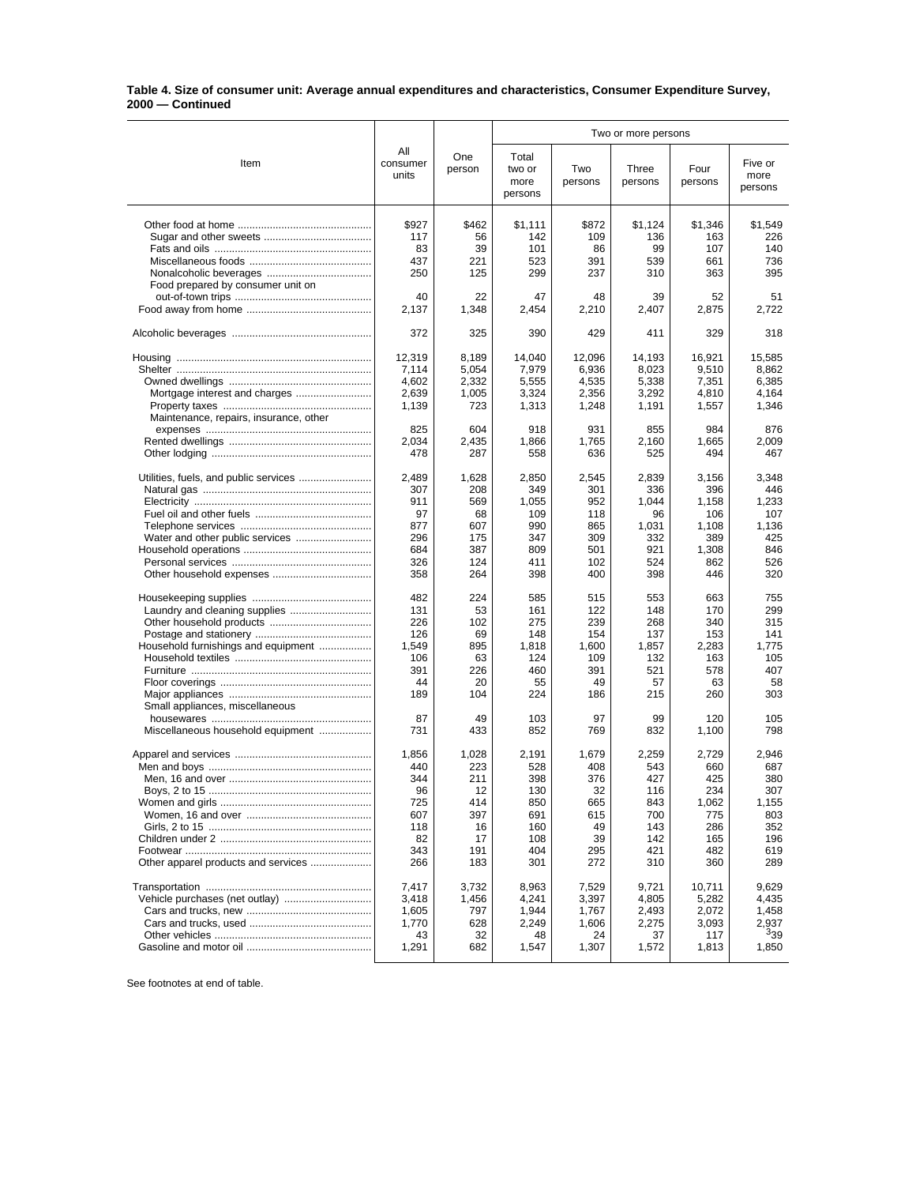**Table 4. Size of consumer unit: Average annual expenditures and characteristics, Consumer Expenditure Survey, 2000 — Continued**

| Item | All consumer units | One person | Two or more persons | | | | |
|---|---|---|---|---|---|---|---|
| | | | Total two or more persons | Two persons | Three persons | Four persons | Five or more persons |
| Other food at home | $927 | $462 | $1,111 | $872 | $1,124 | $1,346 | $1,549 |
| Sugar and other sweets | 117 | 56 | 142 | 109 | 136 | 163 | 226 |
| Fats and oils | 83 | 39 | 101 | 86 | 99 | 107 | 140 |
| Miscellaneous foods | 437 | 221 | 523 | 391 | 539 | 661 | 736 |
| Nonalcoholic beverages | 250 | 125 | 299 | 237 | 310 | 363 | 395 |
| Food prepared by consumer unit on out-of-town trips | 40 | 22 | 47 | 48 | 39 | 52 | 51 |
| Food away from home | 2,137 | 1,348 | 2,454 | 2,210 | 2,407 | 2,875 | 2,722 |
| Alcoholic beverages | 372 | 325 | 390 | 429 | 411 | 329 | 318 |
| Housing | 12,319 | 8,189 | 14,040 | 12,096 | 14,193 | 16,921 | 15,585 |
| Shelter | 7,114 | 5,054 | 7,979 | 6,936 | 8,023 | 9,510 | 8,862 |
| Owned dwellings | 4,602 | 2,332 | 5,555 | 4,535 | 5,338 | 7,351 | 6,385 |
| Mortgage interest and charges | 2,639 | 1,005 | 3,324 | 2,356 | 3,292 | 4,810 | 4,164 |
| Property taxes | 1,139 | 723 | 1,313 | 1,248 | 1,191 | 1,557 | 1,346 |
| Maintenance, repairs, insurance, other expenses | 825 | 604 | 918 | 931 | 855 | 984 | 876 |
| Rented dwellings | 2,034 | 2,435 | 1,866 | 1,765 | 2,160 | 1,665 | 2,009 |
| Other lodging | 478 | 287 | 558 | 636 | 525 | 494 | 467 |
| Utilities, fuels, and public services | 2,489 | 1,628 | 2,850 | 2,545 | 2,839 | 3,156 | 3,348 |
| Natural gas | 307 | 208 | 349 | 301 | 336 | 396 | 446 |
| Electricity | 911 | 569 | 1,055 | 952 | 1,044 | 1,158 | 1,233 |
| Fuel oil and other fuels | 97 | 68 | 109 | 118 | 96 | 106 | 107 |
| Telephone services | 877 | 607 | 990 | 865 | 1,031 | 1,108 | 1,136 |
| Water and other public services | 296 | 175 | 347 | 309 | 332 | 389 | 425 |
| Household operations | 684 | 387 | 809 | 501 | 921 | 1,308 | 846 |
| Personal services | 326 | 124 | 411 | 102 | 524 | 862 | 526 |
| Other household expenses | 358 | 264 | 398 | 400 | 398 | 446 | 320 |
| Housekeeping supplies | 482 | 224 | 585 | 515 | 553 | 663 | 755 |
| Laundry and cleaning supplies | 131 | 53 | 161 | 122 | 148 | 170 | 299 |
| Other household products | 226 | 102 | 275 | 239 | 268 | 340 | 315 |
| Postage and stationery | 126 | 69 | 148 | 154 | 137 | 153 | 141 |
| Household furnishings and equipment | 1,549 | 895 | 1,818 | 1,600 | 1,857 | 2,283 | 1,775 |
| Household textiles | 106 | 63 | 124 | 109 | 132 | 163 | 105 |
| Furniture | 391 | 226 | 460 | 391 | 521 | 578 | 407 |
| Floor coverings | 44 | 20 | 55 | 49 | 57 | 63 | 58 |
| Major appliances | 189 | 104 | 224 | 186 | 215 | 260 | 303 |
| Small appliances, miscellaneous housewares | 87 | 49 | 103 | 97 | 99 | 120 | 105 |
| Miscellaneous household equipment | 731 | 433 | 852 | 769 | 832 | 1,100 | 798 |
| Apparel and services | 1,856 | 1,028 | 2,191 | 1,679 | 2,259 | 2,729 | 2,946 |
| Men and boys | 440 | 223 | 528 | 408 | 543 | 660 | 687 |
| Men, 16 and over | 344 | 211 | 398 | 376 | 427 | 425 | 380 |
| Boys, 2 to 15 | 96 | 12 | 130 | 32 | 116 | 234 | 307 |
| Women and girls | 725 | 414 | 850 | 665 | 843 | 1,062 | 1,155 |
| Women, 16 and over | 607 | 397 | 691 | 615 | 700 | 775 | 803 |
| Girls, 2 to 15 | 118 | 16 | 160 | 49 | 143 | 286 | 352 |
| Children under 2 | 82 | 17 | 108 | 39 | 142 | 165 | 196 |
| Footwear | 343 | 191 | 404 | 295 | 421 | 482 | 619 |
| Other apparel products and services | 266 | 183 | 301 | 272 | 310 | 360 | 289 |
| Transportation | 7,417 | 3,732 | 8,963 | 7,529 | 9,721 | 10,711 | 9,629 |
| Vehicle purchases (net outlay) | 3,418 | 1,456 | 4,241 | 3,397 | 4,805 | 5,282 | 4,435 |
| Cars and trucks, new | 1,605 | 797 | 1,944 | 1,767 | 2,493 | 2,072 | 1,458 |
| Cars and trucks, used | 1,770 | 628 | 2,249 | 1,606 | 2,275 | 3,093 | 2,937 |
| Other vehicles | 43 | 32 | 48 | 24 | 37 | 117 | [3]39 |
| Gasoline and motor oil | 1,291 | 682 | 1,547 | 1,307 | 1,572 | 1,813 | 1,850 |

See footnotes at end of table.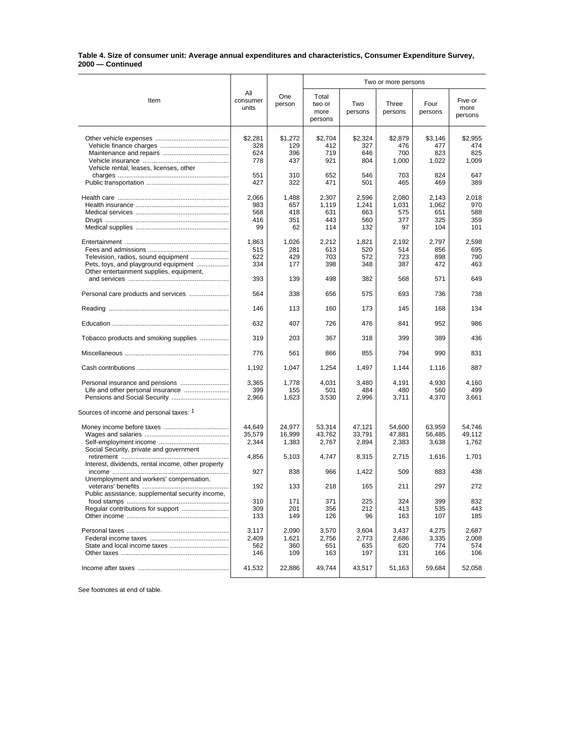**Table 4. Size of consumer unit: Average annual expenditures and characteristics, Consumer Expenditure Survey, 2000 — Continued**

| Item | All consumer units | One person | Two or more persons | | | | |
|---|---|---|---|---|---|---|---|
| | | | Total two or more persons | Two persons | Three persons | Four persons | Five or more persons |
| Other vehicle expenses | $2,281 | $1,272 | $2,704 | $2,324 | $2,879 | $3,146 | $2,955 |
| Vehicle finance charges | 328 | 129 | 412 | 327 | 476 | 477 | 474 |
| Maintenance and repairs | 624 | 396 | 719 | 646 | 700 | 823 | 825 |
| Vehicle insurance | 778 | 437 | 921 | 804 | 1,000 | 1,022 | 1,009 |
| Vehicle rental, leases, licenses, other charges | 551 | 310 | 652 | 546 | 703 | 824 | 647 |
| Public transportation | 427 | 322 | 471 | 501 | 465 | 469 | 389 |
| Health care | 2,066 | 1,488 | 2,307 | 2,596 | 2,080 | 2,143 | 2,018 |
| Health insurance | 983 | 657 | 1,119 | 1,241 | 1,031 | 1,062 | 970 |
| Medical services | 568 | 418 | 631 | 663 | 575 | 651 | 588 |
| Drugs | 416 | 351 | 443 | 560 | 377 | 325 | 359 |
| Medical supplies | 99 | 62 | 114 | 132 | 97 | 104 | 101 |
| Entertainment | 1,863 | 1,026 | 2,212 | 1,821 | 2,192 | 2,797 | 2,598 |
| Fees and admissions | 515 | 281 | 613 | 520 | 514 | 856 | 695 |
| Television, radios, sound equipment | 622 | 429 | 703 | 572 | 723 | 898 | 790 |
| Pets, toys, and playground equipment | 334 | 177 | 398 | 348 | 387 | 472 | 463 |
| Other entertainment supplies, equipment, and services | 393 | 139 | 498 | 382 | 568 | 571 | 649 |
| Personal care products and services | 564 | 338 | 656 | 575 | 693 | 736 | 738 |
| Reading | 146 | 113 | 160 | 173 | 145 | 168 | 134 |
| Education | 632 | 407 | 726 | 476 | 841 | 952 | 986 |
| Tobacco products and smoking supplies | 319 | 203 | 367 | 318 | 399 | 389 | 436 |
| Miscellaneous | 776 | 561 | 866 | 855 | 794 | 990 | 831 |
| Cash contributions | 1,192 | 1,047 | 1,254 | 1,497 | 1,144 | 1,116 | 887 |
| Personal insurance and pensions | 3,365 | 1,778 | 4,031 | 3,480 | 4,191 | 4,930 | 4,160 |
| Life and other personal insurance | 399 | 155 | 501 | 484 | 480 | 560 | 499 |
| Pensions and Social Security | 2,966 | 1,623 | 3,530 | 2,996 | 3,711 | 4,370 | 3,661 |
| Sources of income and personal taxes: [1] | | | | | | | |
| Money income before taxes | 44,649 | 24,977 | 53,314 | 47,121 | 54,600 | 63,959 | 54,746 |
| Wages and salaries | 35,579 | 16,999 | 43,762 | 33,791 | 47,881 | 56,485 | 49,112 |
| Self-employment income | 2,344 | 1,383 | 2,767 | 2,894 | 2,383 | 3,638 | 1,762 |
| Social Security, private and government retirement | 4,856 | 5,103 | 4,747 | 8,315 | 2,715 | 1,616 | 1,701 |
| Interest, dividends, rental income, other property income | 927 | 838 | 966 | 1,422 | 509 | 883 | 438 |
| Unemployment and workers' compensation, veterans' benefits | 192 | 133 | 218 | 165 | 211 | 297 | 272 |
| Public assistance, supplemental security income, food stamps | 310 | 171 | 371 | 225 | 324 | 399 | 832 |
| Regular contributions for support | 309 | 201 | 356 | 212 | 413 | 535 | 443 |
| Other income | 133 | 149 | 126 | 96 | 163 | 107 | 185 |
| Personal taxes | 3,117 | 2,090 | 3,570 | 3,604 | 3,437 | 4,275 | 2,687 |
| Federal income taxes | 2,409 | 1,621 | 2,756 | 2,773 | 2,686 | 3,335 | 2,008 |
| State and local income taxes | 562 | 360 | 651 | 635 | 620 | 774 | 574 |
| Other taxes | 146 | 109 | 163 | 197 | 131 | 166 | 106 |
| Income after taxes | 41,532 | 22,886 | 49,744 | 43,517 | 51,163 | 59,684 | 52,058 |

See footnotes at end of table.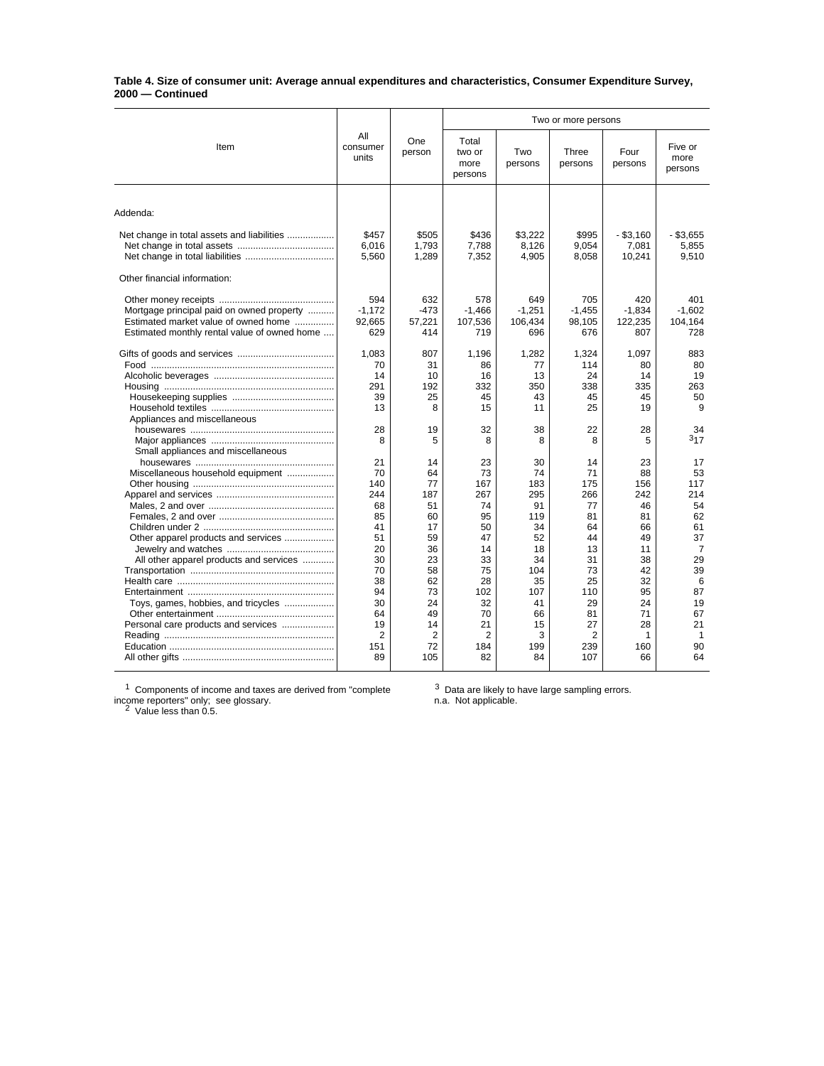**Table 4. Size of consumer unit: Average annual expenditures and characteristics, Consumer Expenditure Survey, 2000 — Continued**

| Item | All consumer units | One person | Two or more persons | | | | |
|---|---|---|---|---|---|---|---|
| | | | Total two or more persons | Two persons | Three persons | Four persons | Five or more persons |
| Addenda: | | | | | | | |
| Net change in total assets and liabilities | $457 | $505 | $436 | $3,222 | $995 | - $3,160 | - $3,655 |
| Net change in total assets | 6,016 | 1,793 | 7,788 | 8,126 | 9,054 | 7,081 | 5,855 |
| Net change in total liabilities | 5,560 | 1,289 | 7,352 | 4,905 | 8,058 | 10,241 | 9,510 |
| Other financial information: | | | | | | | |
| Other money receipts | 594 | 632 | 578 | 649 | 705 | 420 | 401 |
| Mortgage principal paid on owned property | -1,172 | -473 | -1,466 | -1,251 | -1,455 | -1,834 | -1,602 |
| Estimated market value of owned home | 92,665 | 57,221 | 107,536 | 106,434 | 98,105 | 122,235 | 104,164 |
| Estimated monthly rental value of owned home | 629 | 414 | 719 | 696 | 676 | 807 | 728 |
| Gifts of goods and services | 1,083 | 807 | 1,196 | 1,282 | 1,324 | 1,097 | 883 |
| Food | 70 | 31 | 86 | 77 | 114 | 80 | 80 |
| Alcoholic beverages | 14 | 10 | 16 | 13 | 24 | 14 | 19 |
| Housing | 291 | 192 | 332 | 350 | 338 | 335 | 263 |
| Housekeeping supplies | 39 | 25 | 45 | 43 | 45 | 45 | 50 |
| Household textiles | 13 | 8 | 15 | 11 | 25 | 19 | 9 |
| Appliances and miscellaneous housewares | 28 | 19 | 32 | 38 | 22 | 28 | 34 |
| Major appliances | 8 | 5 | 8 | 8 | 8 | 5 | [3]17 |
| Small appliances and miscellaneous housewares | 21 | 14 | 23 | 30 | 14 | 23 | 17 |
| Miscellaneous household equipment | 70 | 64 | 73 | 74 | 71 | 88 | 53 |
| Other housing | 140 | 77 | 167 | 183 | 175 | 156 | 117 |
| Apparel and services | 244 | 187 | 267 | 295 | 266 | 242 | 214 |
| Males, 2 and over | 68 | 51 | 74 | 91 | 77 | 46 | 54 |
| Females, 2 and over | 85 | 60 | 95 | 119 | 81 | 81 | 62 |
| Children under 2 | 41 | 17 | 50 | 34 | 64 | 66 | 61 |
| Other apparel products and services | 51 | 59 | 47 | 52 | 44 | 49 | 37 |
| Jewelry and watches | 20 | 36 | 14 | 18 | 13 | 11 | 7 |
| All other apparel products and services | 30 | 23 | 33 | 34 | 31 | 38 | 29 |
| Transportation | 70 | 58 | 75 | 104 | 73 | 42 | 39 |
| Health care | 38 | 62 | 28 | 35 | 25 | 32 | 6 |
| Entertainment | 94 | 73 | 102 | 107 | 110 | 95 | 87 |
| Toys, games, hobbies, and tricycles | 30 | 24 | 32 | 41 | 29 | 24 | 19 |
| Other entertainment | 64 | 49 | 70 | 66 | 81 | 71 | 67 |
| Personal care products and services | 19 | 14 | 21 | 15 | 27 | 28 | 21 |
| Reading | 2 | 2 | 2 | 3 | 2 | 1 | 1 |
| Education | 151 | 72 | 184 | 199 | 239 | 160 | 90 |
| All other gifts | 89 | 105 | 82 | 84 | 107 | 66 | 64 |

[1] Components of income and taxes are derived from "complete income reporters" only; see glossary.
[2] Value less than 0.5.
[3] Data are likely to have large sampling errors.
n.a. Not applicable.